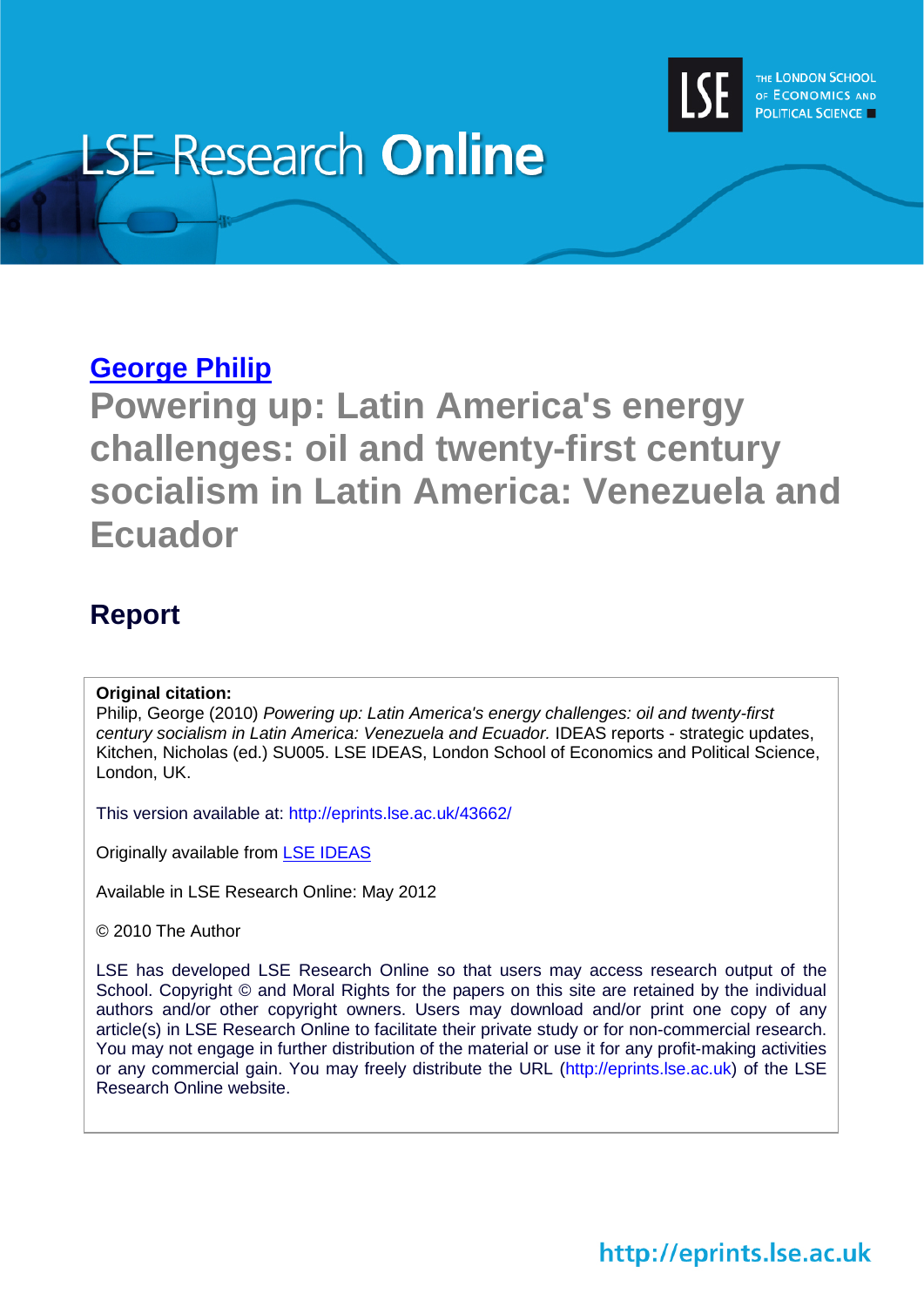LSE Research **Online**

THE LONDON SCHOOL OF ECONOMICS AND POLITICAL SCIENCE

**George Philip**

# Powering up: Latin America's energy challenges: oil and twenty-first century socialism in Latin America: Venezuela and Ecuador

## Report

**Original citation:**
Philip, George (2010) *Powering up: Latin America's energy challenges: oil and twenty-first century socialism in Latin America: Venezuela and Ecuador.* IDEAS reports - strategic updates, Kitchen, Nicholas (ed.) SU005. LSE IDEAS, London School of Economics and Political Science, London, UK.

This version available at: http://eprints.lse.ac.uk/43662/

Originally available from LSE IDEAS

Available in LSE Research Online: May 2012

© 2010 The Author

LSE has developed LSE Research Online so that users may access research output of the School. Copyright © and Moral Rights for the papers on this site are retained by the individual authors and/or other copyright owners. Users may download and/or print one copy of any article(s) in LSE Research Online to facilitate their private study or for non-commercial research. You may not engage in further distribution of the material or use it for any profit-making activities or any commercial gain. You may freely distribute the URL (http://eprints.lse.ac.uk) of the LSE Research Online website.

http://eprints.lse.ac.uk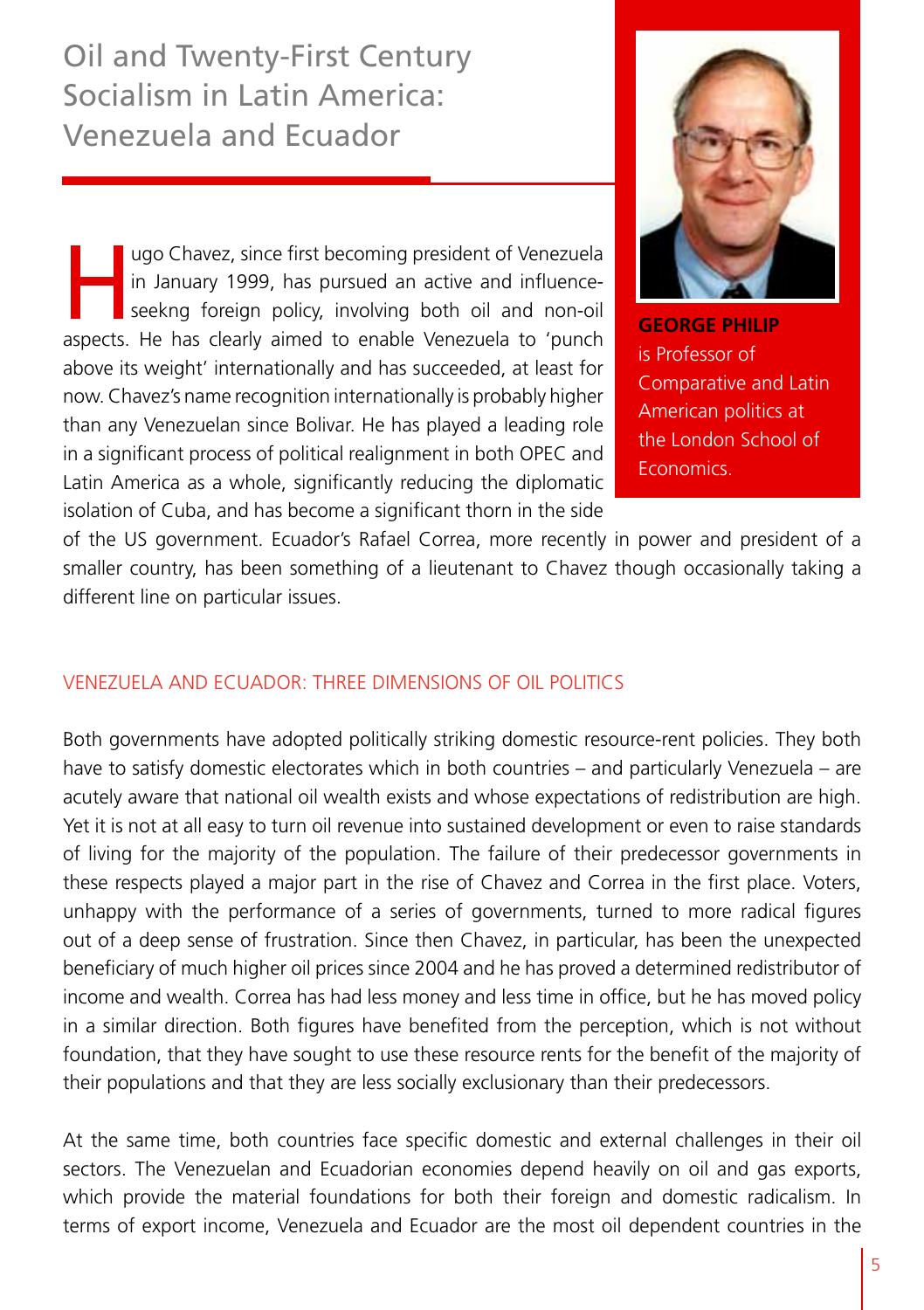# Oil and Twenty-First Century Socialism in Latin America: Venezuela and Ecuador

**GEORGE PHILIP** is Professor of Comparative and Latin American politics at the London School of Economics.

Hugo Chavez, since first becoming president of Venezuela in January 1999, has pursued an active and influence-seekng foreign policy, involving both oil and non-oil aspects. He has clearly aimed to enable Venezuela to 'punch above its weight' internationally and has succeeded, at least for now. Chavez's name recognition internationally is probably higher than any Venezuelan since Bolivar. He has played a leading role in a significant process of political realignment in both OPEC and Latin America as a whole, significantly reducing the diplomatic isolation of Cuba, and has become a significant thorn in the side of the US government. Ecuador's Rafael Correa, more recently in power and president of a smaller country, has been something of a lieutenant to Chavez though occasionally taking a different line on particular issues.

## VENEZUELA AND ECUADOR: THREE DIMENSIONS OF OIL POLITICS

Both governments have adopted politically striking domestic resource-rent policies. They both have to satisfy domestic electorates which in both countries – and particularly Venezuela – are acutely aware that national oil wealth exists and whose expectations of redistribution are high. Yet it is not at all easy to turn oil revenue into sustained development or even to raise standards of living for the majority of the population. The failure of their predecessor governments in these respects played a major part in the rise of Chavez and Correa in the first place. Voters, unhappy with the performance of a series of governments, turned to more radical figures out of a deep sense of frustration. Since then Chavez, in particular, has been the unexpected beneficiary of much higher oil prices since 2004 and he has proved a determined redistributor of income and wealth. Correa has had less money and less time in office, but he has moved policy in a similar direction. Both figures have benefited from the perception, which is not without foundation, that they have sought to use these resource rents for the benefit of the majority of their populations and that they are less socially exclusionary than their predecessors.

At the same time, both countries face specific domestic and external challenges in their oil sectors. The Venezuelan and Ecuadorian economies depend heavily on oil and gas exports, which provide the material foundations for both their foreign and domestic radicalism. In terms of export income, Venezuela and Ecuador are the most oil dependent countries in the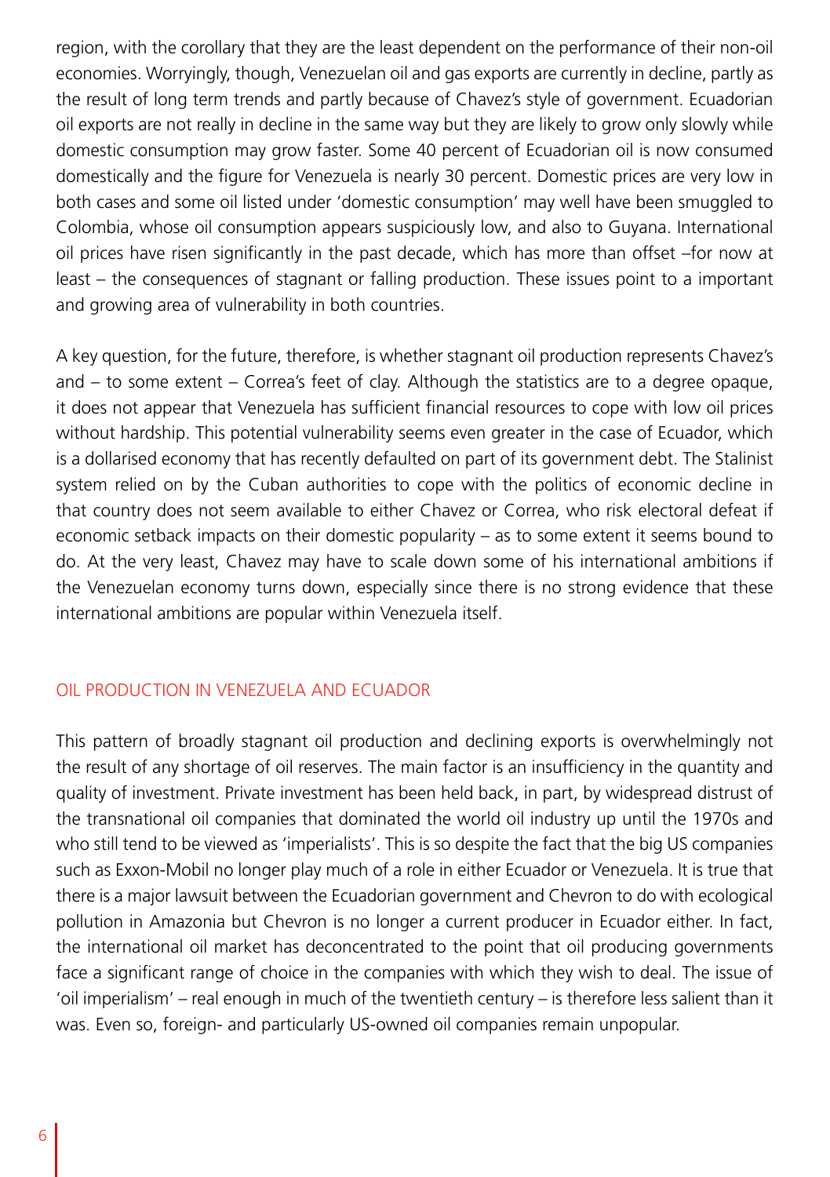region, with the corollary that they are the least dependent on the performance of their non-oil economies. Worryingly, though, Venezuelan oil and gas exports are currently in decline, partly as the result of long term trends and partly because of Chavez's style of government. Ecuadorian oil exports are not really in decline in the same way but they are likely to grow only slowly while domestic consumption may grow faster. Some 40 percent of Ecuadorian oil is now consumed domestically and the figure for Venezuela is nearly 30 percent. Domestic prices are very low in both cases and some oil listed under 'domestic consumption' may well have been smuggled to Colombia, whose oil consumption appears suspiciously low, and also to Guyana. International oil prices have risen significantly in the past decade, which has more than offset –for now at least – the consequences of stagnant or falling production. These issues point to a important and growing area of vulnerability in both countries.

A key question, for the future, therefore, is whether stagnant oil production represents Chavez's and – to some extent – Correa's feet of clay. Although the statistics are to a degree opaque, it does not appear that Venezuela has sufficient financial resources to cope with low oil prices without hardship. This potential vulnerability seems even greater in the case of Ecuador, which is a dollarised economy that has recently defaulted on part of its government debt. The Stalinist system relied on by the Cuban authorities to cope with the politics of economic decline in that country does not seem available to either Chavez or Correa, who risk electoral defeat if economic setback impacts on their domestic popularity – as to some extent it seems bound to do. At the very least, Chavez may have to scale down some of his international ambitions if the Venezuelan economy turns down, especially since there is no strong evidence that these international ambitions are popular within Venezuela itself.

## OIL PRODUCTION IN VENEZUELA AND ECUADOR

This pattern of broadly stagnant oil production and declining exports is overwhelmingly not the result of any shortage of oil reserves. The main factor is an insufficiency in the quantity and quality of investment. Private investment has been held back, in part, by widespread distrust of the transnational oil companies that dominated the world oil industry up until the 1970s and who still tend to be viewed as 'imperialists'. This is so despite the fact that the big US companies such as Exxon-Mobil no longer play much of a role in either Ecuador or Venezuela. It is true that there is a major lawsuit between the Ecuadorian government and Chevron to do with ecological pollution in Amazonia but Chevron is no longer a current producer in Ecuador either. In fact, the international oil market has deconcentrated to the point that oil producing governments face a significant range of choice in the companies with which they wish to deal. The issue of 'oil imperialism' – real enough in much of the twentieth century – is therefore less salient than it was. Even so, foreign- and particularly US-owned oil companies remain unpopular.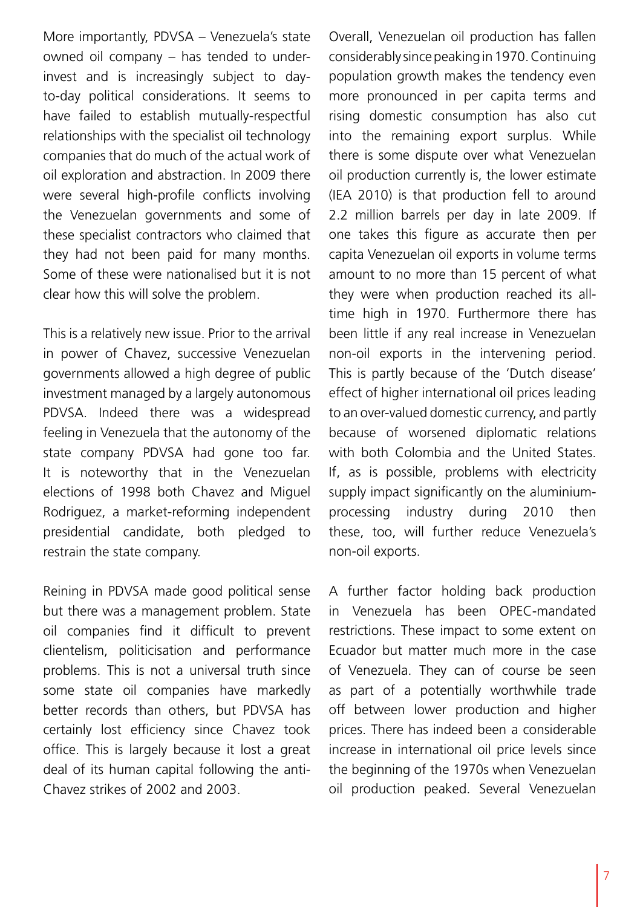More importantly, PDVSA – Venezuela's state owned oil company – has tended to under-invest and is increasingly subject to day-to-day political considerations. It seems to have failed to establish mutually-respectful relationships with the specialist oil technology companies that do much of the actual work of oil exploration and abstraction. In 2009 there were several high-profile conflicts involving the Venezuelan governments and some of these specialist contractors who claimed that they had not been paid for many months. Some of these were nationalised but it is not clear how this will solve the problem.

This is a relatively new issue. Prior to the arrival in power of Chavez, successive Venezuelan governments allowed a high degree of public investment managed by a largely autonomous PDVSA. Indeed there was a widespread feeling in Venezuela that the autonomy of the state company PDVSA had gone too far. It is noteworthy that in the Venezuelan elections of 1998 both Chavez and Miguel Rodriguez, a market-reforming independent presidential candidate, both pledged to restrain the state company.

Reining in PDVSA made good political sense but there was a management problem. State oil companies find it difficult to prevent clientelism, politicisation and performance problems. This is not a universal truth since some state oil companies have markedly better records than others, but PDVSA has certainly lost efficiency since Chavez took office. This is largely because it lost a great deal of its human capital following the anti-Chavez strikes of 2002 and 2003.

Overall, Venezuelan oil production has fallen considerably since peaking in 1970. Continuing population growth makes the tendency even more pronounced in per capita terms and rising domestic consumption has also cut into the remaining export surplus. While there is some dispute over what Venezuelan oil production currently is, the lower estimate (IEA 2010) is that production fell to around 2.2 million barrels per day in late 2009. If one takes this figure as accurate then per capita Venezuelan oil exports in volume terms amount to no more than 15 percent of what they were when production reached its all-time high in 1970. Furthermore there has been little if any real increase in Venezuelan non-oil exports in the intervening period. This is partly because of the 'Dutch disease' effect of higher international oil prices leading to an over-valued domestic currency, and partly because of worsened diplomatic relations with both Colombia and the United States. If, as is possible, problems with electricity supply impact significantly on the aluminium-processing industry during 2010 then these, too, will further reduce Venezuela's non-oil exports.

A further factor holding back production in Venezuela has been OPEC-mandated restrictions. These impact to some extent on Ecuador but matter much more in the case of Venezuela. They can of course be seen as part of a potentially worthwhile trade off between lower production and higher prices. There has indeed been a considerable increase in international oil price levels since the beginning of the 1970s when Venezuelan oil production peaked. Several Venezuelan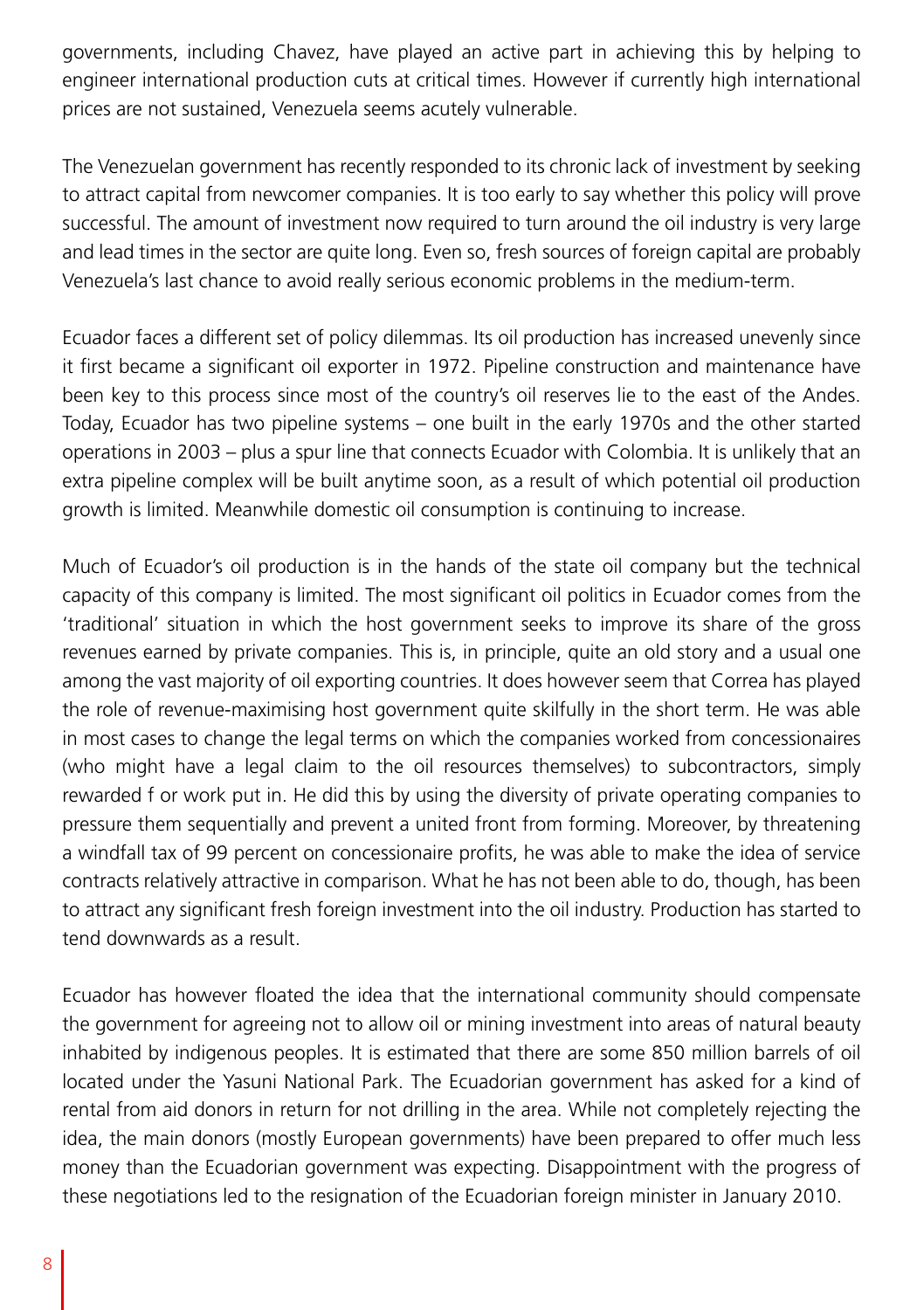governments, including Chavez, have played an active part in achieving this by helping to engineer international production cuts at critical times. However if currently high international prices are not sustained, Venezuela seems acutely vulnerable.

The Venezuelan government has recently responded to its chronic lack of investment by seeking to attract capital from newcomer companies. It is too early to say whether this policy will prove successful. The amount of investment now required to turn around the oil industry is very large and lead times in the sector are quite long. Even so, fresh sources of foreign capital are probably Venezuela's last chance to avoid really serious economic problems in the medium-term.

Ecuador faces a different set of policy dilemmas. Its oil production has increased unevenly since it first became a significant oil exporter in 1972. Pipeline construction and maintenance have been key to this process since most of the country's oil reserves lie to the east of the Andes. Today, Ecuador has two pipeline systems – one built in the early 1970s and the other started operations in 2003 – plus a spur line that connects Ecuador with Colombia. It is unlikely that an extra pipeline complex will be built anytime soon, as a result of which potential oil production growth is limited. Meanwhile domestic oil consumption is continuing to increase.

Much of Ecuador's oil production is in the hands of the state oil company but the technical capacity of this company is limited. The most significant oil politics in Ecuador comes from the 'traditional' situation in which the host government seeks to improve its share of the gross revenues earned by private companies. This is, in principle, quite an old story and a usual one among the vast majority of oil exporting countries. It does however seem that Correa has played the role of revenue-maximising host government quite skilfully in the short term. He was able in most cases to change the legal terms on which the companies worked from concessionaires (who might have a legal claim to the oil resources themselves) to subcontractors, simply rewarded f or work put in. He did this by using the diversity of private operating companies to pressure them sequentially and prevent a united front from forming. Moreover, by threatening a windfall tax of 99 percent on concessionaire profits, he was able to make the idea of service contracts relatively attractive in comparison. What he has not been able to do, though, has been to attract any significant fresh foreign investment into the oil industry. Production has started to tend downwards as a result.

Ecuador has however floated the idea that the international community should compensate the government for agreeing not to allow oil or mining investment into areas of natural beauty inhabited by indigenous peoples. It is estimated that there are some 850 million barrels of oil located under the Yasuni National Park. The Ecuadorian government has asked for a kind of rental from aid donors in return for not drilling in the area. While not completely rejecting the idea, the main donors (mostly European governments) have been prepared to offer much less money than the Ecuadorian government was expecting. Disappointment with the progress of these negotiations led to the resignation of the Ecuadorian foreign minister in January 2010.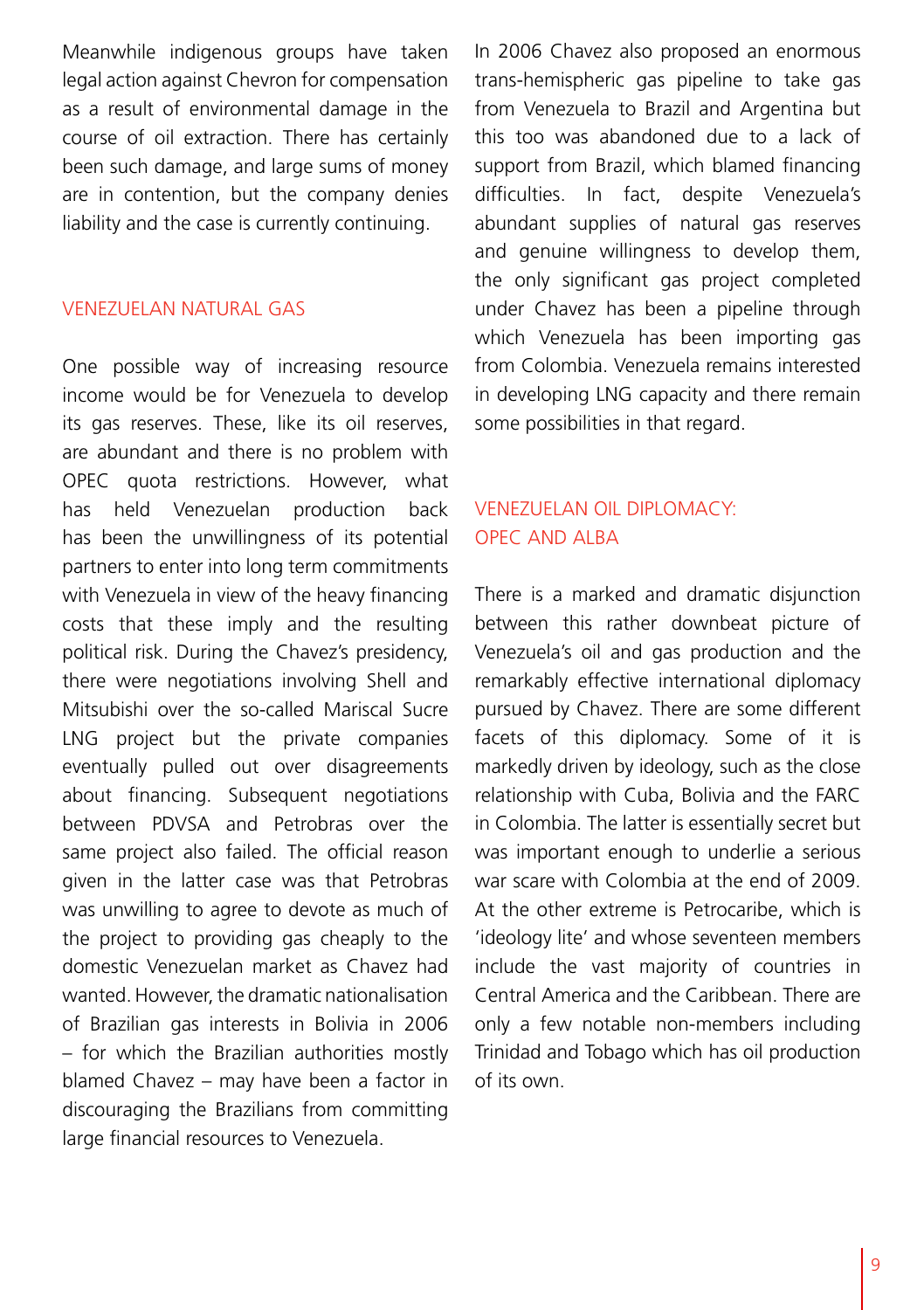Meanwhile indigenous groups have taken legal action against Chevron for compensation as a result of environmental damage in the course of oil extraction. There has certainly been such damage, and large sums of money are in contention, but the company denies liability and the case is currently continuing.

## VENEZUELAN NATURAL GAS

One possible way of increasing resource income would be for Venezuela to develop its gas reserves. These, like its oil reserves, are abundant and there is no problem with OPEC quota restrictions. However, what has held Venezuelan production back has been the unwillingness of its potential partners to enter into long term commitments with Venezuela in view of the heavy financing costs that these imply and the resulting political risk. During the Chavez's presidency, there were negotiations involving Shell and Mitsubishi over the so-called Mariscal Sucre LNG project but the private companies eventually pulled out over disagreements about financing. Subsequent negotiations between PDVSA and Petrobras over the same project also failed. The official reason given in the latter case was that Petrobras was unwilling to agree to devote as much of the project to providing gas cheaply to the domestic Venezuelan market as Chavez had wanted. However, the dramatic nationalisation of Brazilian gas interests in Bolivia in 2006 – for which the Brazilian authorities mostly blamed Chavez – may have been a factor in discouraging the Brazilians from committing large financial resources to Venezuela.

In 2006 Chavez also proposed an enormous trans-hemispheric gas pipeline to take gas from Venezuela to Brazil and Argentina but this too was abandoned due to a lack of support from Brazil, which blamed financing difficulties. In fact, despite Venezuela's abundant supplies of natural gas reserves and genuine willingness to develop them, the only significant gas project completed under Chavez has been a pipeline through which Venezuela has been importing gas from Colombia. Venezuela remains interested in developing LNG capacity and there remain some possibilities in that regard.

## VENEZUELAN OIL DIPLOMACY: OPEC AND ALBA

There is a marked and dramatic disjunction between this rather downbeat picture of Venezuela's oil and gas production and the remarkably effective international diplomacy pursued by Chavez. There are some different facets of this diplomacy. Some of it is markedly driven by ideology, such as the close relationship with Cuba, Bolivia and the FARC in Colombia. The latter is essentially secret but was important enough to underlie a serious war scare with Colombia at the end of 2009. At the other extreme is Petrocaribe, which is 'ideology lite' and whose seventeen members include the vast majority of countries in Central America and the Caribbean. There are only a few notable non-members including Trinidad and Tobago which has oil production of its own.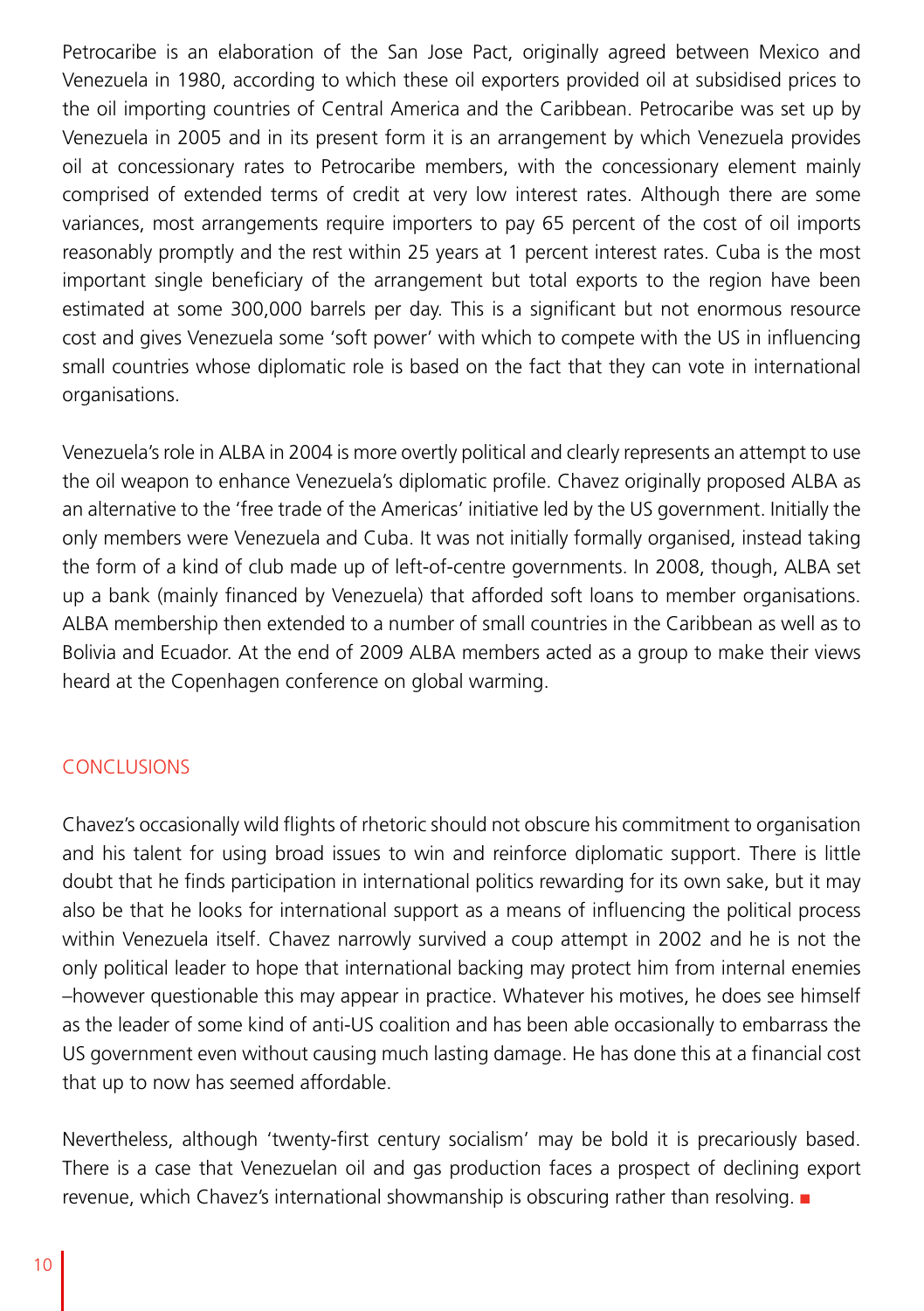Petrocaribe is an elaboration of the San Jose Pact, originally agreed between Mexico and Venezuela in 1980, according to which these oil exporters provided oil at subsidised prices to the oil importing countries of Central America and the Caribbean. Petrocaribe was set up by Venezuela in 2005 and in its present form it is an arrangement by which Venezuela provides oil at concessionary rates to Petrocaribe members, with the concessionary element mainly comprised of extended terms of credit at very low interest rates. Although there are some variances, most arrangements require importers to pay 65 percent of the cost of oil imports reasonably promptly and the rest within 25 years at 1 percent interest rates. Cuba is the most important single beneficiary of the arrangement but total exports to the region have been estimated at some 300,000 barrels per day. This is a significant but not enormous resource cost and gives Venezuela some 'soft power' with which to compete with the US in influencing small countries whose diplomatic role is based on the fact that they can vote in international organisations.

Venezuela's role in ALBA in 2004 is more overtly political and clearly represents an attempt to use the oil weapon to enhance Venezuela's diplomatic profile. Chavez originally proposed ALBA as an alternative to the 'free trade of the Americas' initiative led by the US government. Initially the only members were Venezuela and Cuba. It was not initially formally organised, instead taking the form of a kind of club made up of left-of-centre governments. In 2008, though, ALBA set up a bank (mainly financed by Venezuela) that afforded soft loans to member organisations. ALBA membership then extended to a number of small countries in the Caribbean as well as to Bolivia and Ecuador. At the end of 2009 ALBA members acted as a group to make their views heard at the Copenhagen conference on global warming.

## CONCLUSIONS

Chavez's occasionally wild flights of rhetoric should not obscure his commitment to organisation and his talent for using broad issues to win and reinforce diplomatic support. There is little doubt that he finds participation in international politics rewarding for its own sake, but it may also be that he looks for international support as a means of influencing the political process within Venezuela itself. Chavez narrowly survived a coup attempt in 2002 and he is not the only political leader to hope that international backing may protect him from internal enemies –however questionable this may appear in practice. Whatever his motives, he does see himself as the leader of some kind of anti-US coalition and has been able occasionally to embarrass the US government even without causing much lasting damage. He has done this at a financial cost that up to now has seemed affordable.

Nevertheless, although 'twenty-first century socialism' may be bold it is precariously based. There is a case that Venezuelan oil and gas production faces a prospect of declining export revenue, which Chavez's international showmanship is obscuring rather than resolving. ■